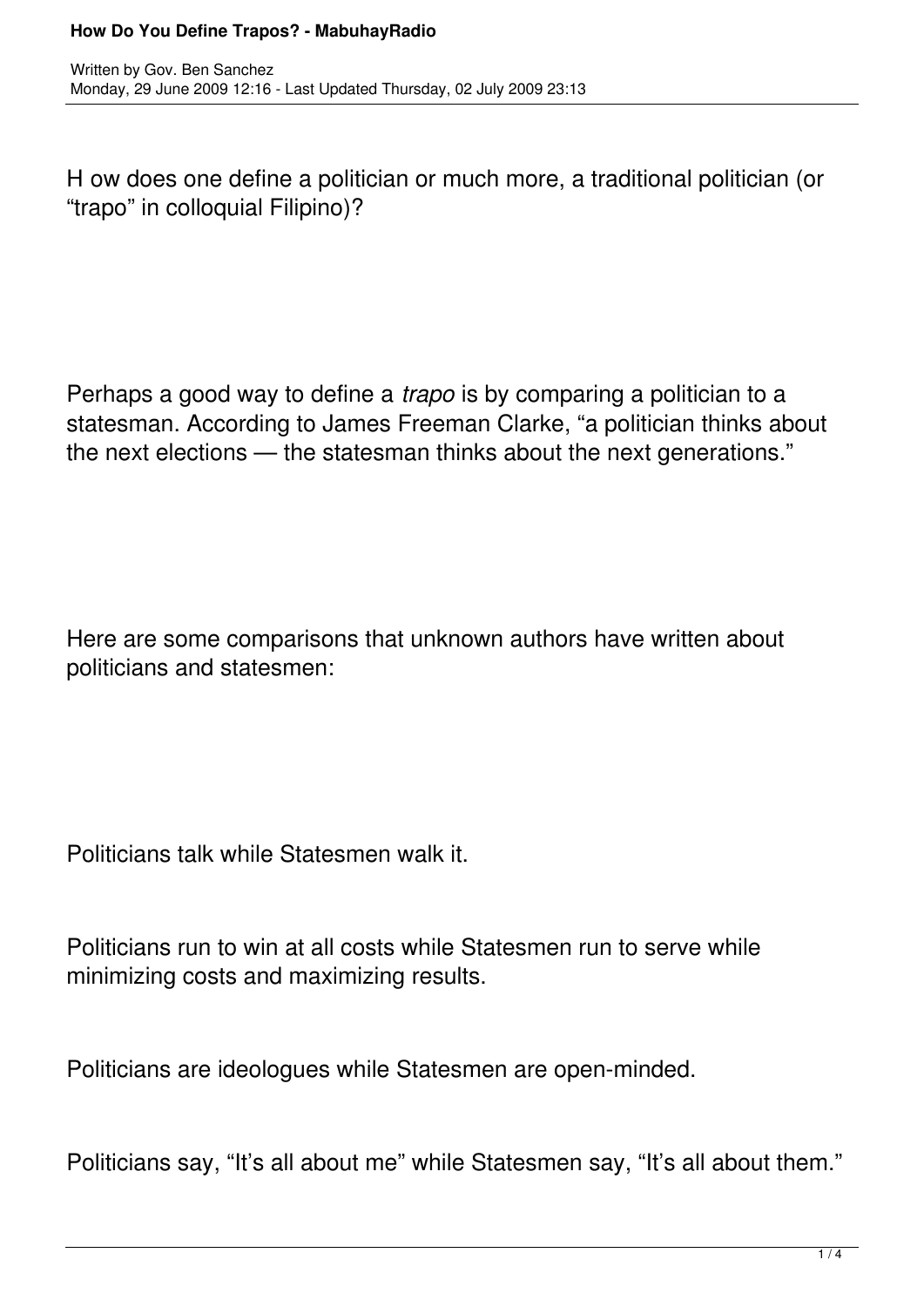# How Do You Define Trapos? - MabuhayRadio

Written by Gov. Ben Sanchez
Monday, 29 June 2009 12:16 - Last Updated Thursday, 02 July 2009 23:13

How does one define a politician or much more, a traditional politician (or "trapo" in colloquial Filipino)?

Perhaps a good way to define a *trapo* is by comparing a politician to a statesman. According to James Freeman Clarke, "a politician thinks about the next elections — the statesman thinks about the next generations."

Here are some comparisons that unknown authors have written about politicians and statesmen:

Politicians talk while Statesmen walk it.

Politicians run to win at all costs while Statesmen run to serve while minimizing costs and maximizing results.

Politicians are ideologues while Statesmen are open-minded.

Politicians say, "It's all about me" while Statesmen say, "It's all about them."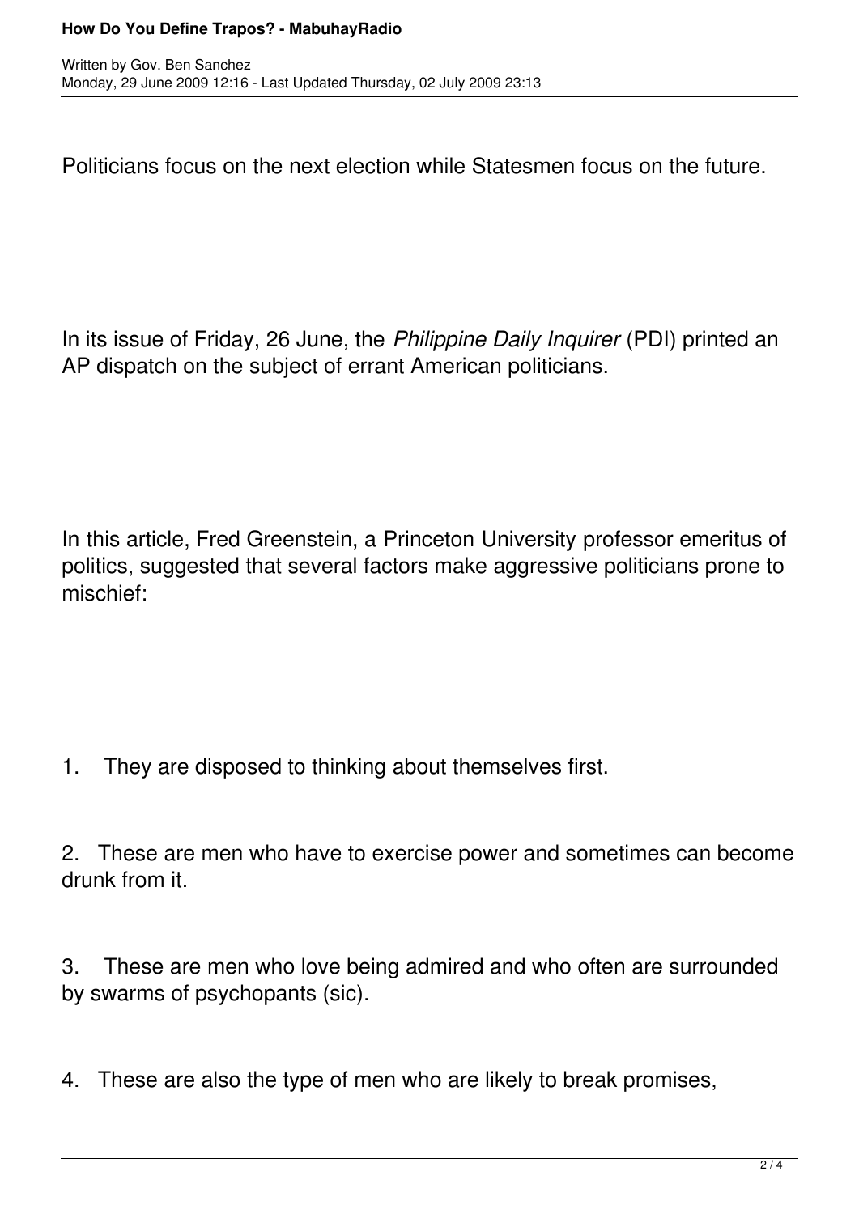Politicians focus on the next election while Statesmen focus on the future.

In its issue of Friday, 26 June, the *Philippine Daily Inquirer* (PDI) printed an AP dispatch on the subject of errant American politicians.

In this article, Fred Greenstein, a Princeton University professor emeritus of politics, suggested that several factors make aggressive politicians prone to mischief:

1. They are disposed to thinking about themselves first.

2. These are men who have to exercise power and sometimes can become drunk from it.

3. These are men who love being admired and who often are surrounded by swarms of psychopants (sic).

4. These are also the type of men who are likely to break promises,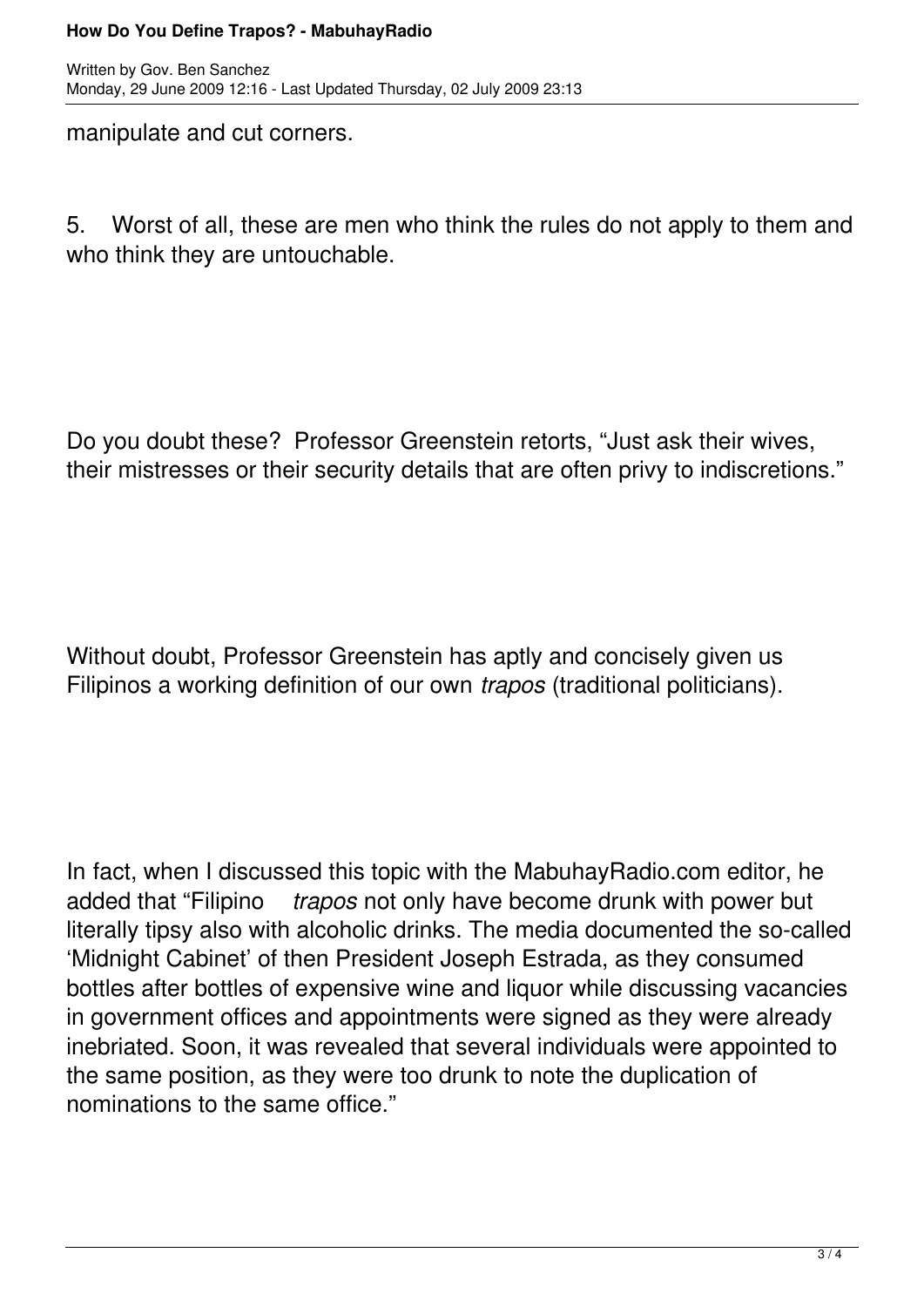manipulate and cut corners.

5. Worst of all, these are men who think the rules do not apply to them and who think they are untouchable.

Do you doubt these? Professor Greenstein retorts, “Just ask their wives, their mistresses or their security details that are often privy to indiscretions.”

Without doubt, Professor Greenstein has aptly and concisely given us Filipinos a working definition of our own *trapos* (traditional politicians).

In fact, when I discussed this topic with the MabuhayRadio.com editor, he added that “Filipino *trapos* not only have become drunk with power but literally tipsy also with alcoholic drinks. The media documented the so-called ‘Midnight Cabinet’ of then President Joseph Estrada, as they consumed bottles after bottles of expensive wine and liquor while discussing vacancies in government offices and appointments were signed as they were already inebriated. Soon, it was revealed that several individuals were appointed to the same position, as they were too drunk to note the duplication of nominations to the same office.”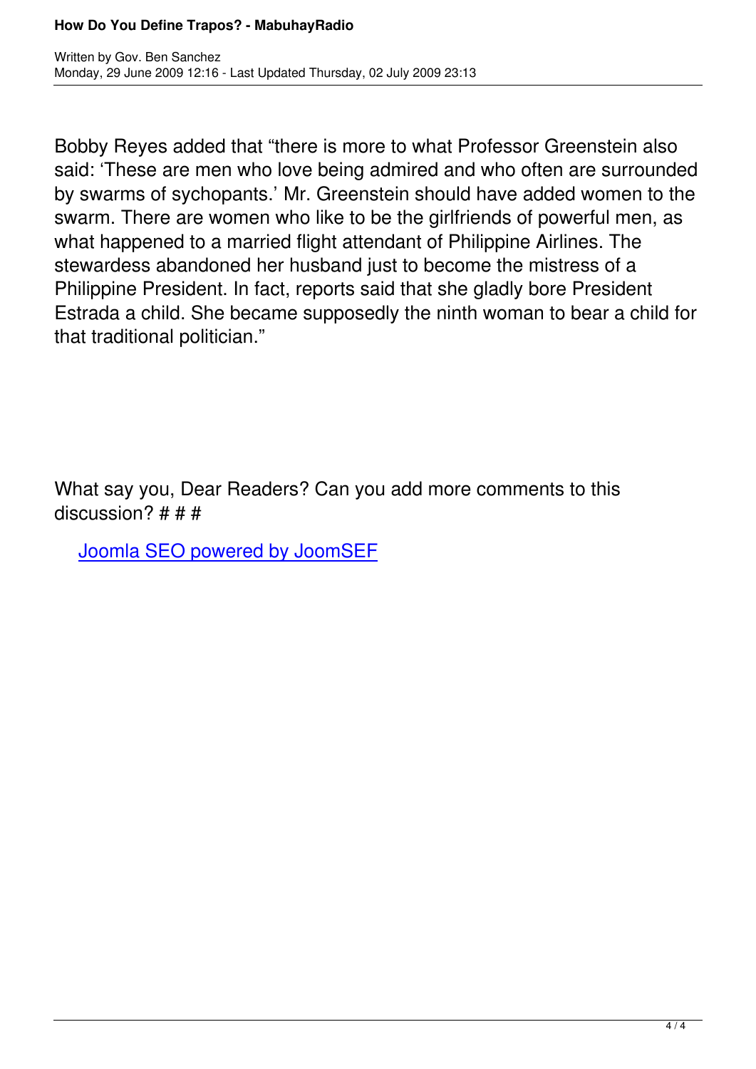Bobby Reyes added that “there is more to what Professor Greenstein also said: ‘These are men who love being admired and who often are surrounded by swarms of sychopants.’ Mr. Greenstein should have added women to the swarm. There are women who like to be the girlfriends of powerful men, as what happened to a married flight attendant of Philippine Airlines. The stewardess abandoned her husband just to become the mistress of a Philippine President. In fact, reports said that she gladly bore President Estrada a child. She became supposedly the ninth woman to bear a child for that traditional politician.”

What say you, Dear Readers? Can you add more comments to this discussion? # # #

Joomla SEO powered by JoomSEF